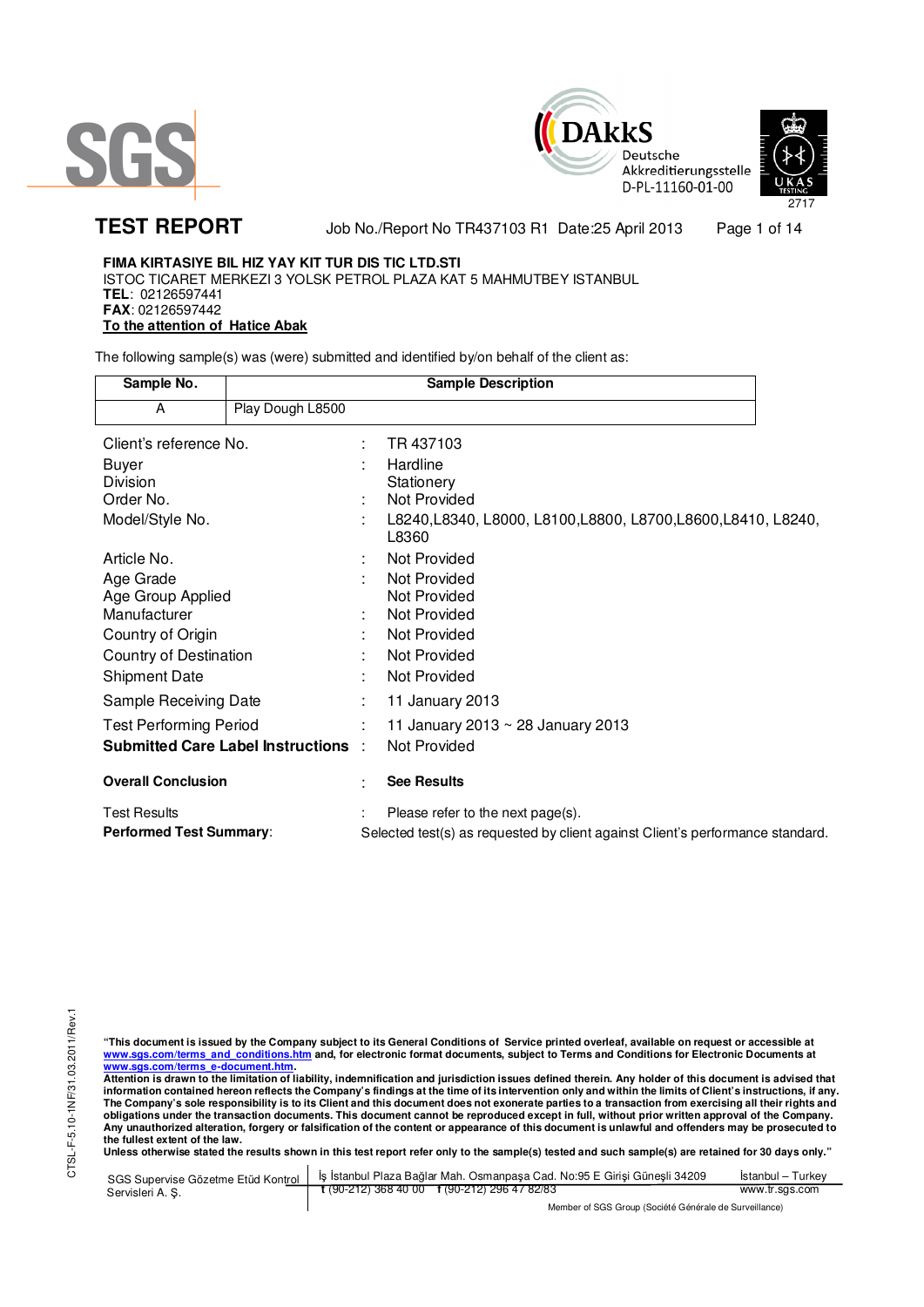# TEST REPORT

Job No./Report No TR437103 R1 Date:25 April 2013

**FIMA KIRTASIYE BIL HIZ YAY KIT TUR DIS TIC LTD.STI**
ISTOC TICARET MERKEZI 3 YOLSK PETROL PLAZA KAT 5 MAHMUTBEY ISTANBUL
**TEL**: 02126597441
**FAX**: 02126597442
**To the attention of Hatice Abak**

The following sample(s) was (were) submitted and identified by/on behalf of the client as:

| Sample No. | Sample Description |
|---|---|
| A | Play Dough L8500 |

| | | |
|---|---|---|
| Client's reference No. | : | TR 437103 |
| Buyer | : | Hardline |
| Division | | Stationery |
| Order No. | : | Not Provided |
| Model/Style No. | : | L8240,L8340, L8000, L8100,L8800, L8700,L8600,L8410, L8240, L8360 |
| Article No. | : | Not Provided |
| Age Grade | : | Not Provided |
| Age Group Applied | | Not Provided |
| Manufacturer | : | Not Provided |
| Country of Origin | : | Not Provided |
| Country of Destination | : | Not Provided |
| Shipment Date | : | Not Provided |
| Sample Receiving Date | : | 11 January 2013 |
| Test Performing Period | : | 11 January 2013 ~ 28 January 2013 |
| **Submitted Care Label Instructions** | : | Not Provided |
| **Overall Conclusion** | : | **See Results** |
| Test Results | : | Please refer to the next page(s). |

**Performed Test Summary**: Selected test(s) as requested by client against Client's performance standard.

**"This document is issued by the Company subject to its General Conditions of Service printed overleaf, available on request or accessible at www.sgs.com/terms_and_conditions.htm and, for electronic format documents, subject to Terms and Conditions for Electronic Documents at www.sgs.com/terms_e-document.htm.**
**Attention is drawn to the limitation of liability, indemnification and jurisdiction issues defined therein. Any holder of this document is advised that information contained hereon reflects the Company's findings at the time of its intervention only and within the limits of Client's instructions, if any. The Company's sole responsibility is to its Client and this document does not exonerate parties to a transaction from exercising all their rights and obligations under the transaction documents. This document cannot be reproduced except in full, without prior written approval of the Company. Any unauthorized alteration, forgery or falsification of the content or appearance of this document is unlawful and offenders may be prosecuted to the fullest extent of the law.**
**Unless otherwise stated the results shown in this test report refer only to the sample(s) tested and such sample(s) are retained for 30 days only."**

SGS Supervise Gözetme Etüd Kontrol Servisleri A. Ş. | İş İstanbul Plaza Bağlar Mah. Osmanpaşa Cad. No:95 E Girişi Güneşli 34209 | İstanbul – Turkey
t (90-212) 368 40 00 f (90-212) 296 47 82/83 | www.tr.sgs.com

Member of SGS Group (Société Générale de Surveillance)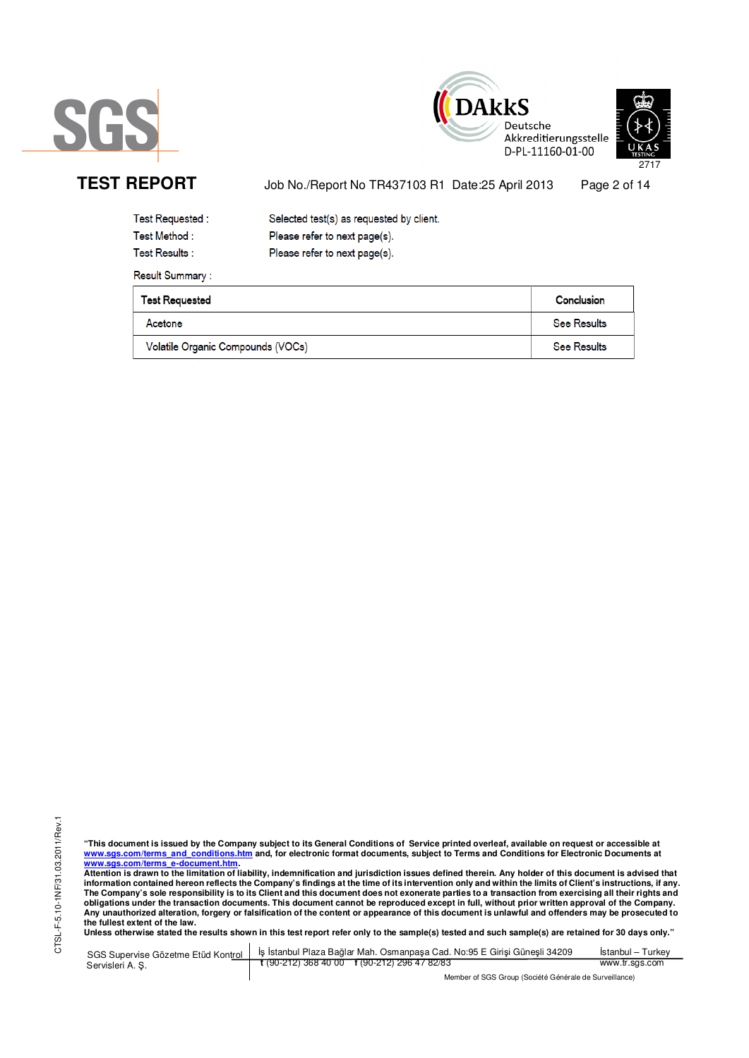# TEST REPORT

Job No./Report No TR437103 R1 Date:25 April 2013

Test Requested : Selected test(s) as requested by client.

Test Method : Please refer to next page(s).

Test Results : Please refer to next page(s).

Result Summary :

| Test Requested | Conclusion |
|---|---|
| Acetone | See Results |
| Volatile Organic Compounds (VOCs) | See Results |

**"This document is issued by the Company subject to its General Conditions of Service printed overleaf, available on request or accessible at www.sgs.com/terms_and_conditions.htm and, for electronic format documents, subject to Terms and Conditions for Electronic Documents at www.sgs.com/terms_e-document.htm.**
**Attention is drawn to the limitation of liability, indemnification and jurisdiction issues defined therein. Any holder of this document is advised that information contained hereon reflects the Company's findings at the time of its intervention only and within the limits of Client's instructions, if any. The Company's sole responsibility is to its Client and this document does not exonerate parties to a transaction from exercising all their rights and obligations under the transaction documents. This document cannot be reproduced except in full, without prior written approval of the Company. Any unauthorized alteration, forgery or falsification of the content or appearance of this document is unlawful and offenders may be prosecuted to the fullest extent of the law.**
**Unless otherwise stated the results shown in this test report refer only to the sample(s) tested and such sample(s) are retained for 30 days only."**

CTSL-F-5.10-1NF/31.03.2011/Rev.1

SGS Supervise Gözetme Etüd Kontrol Servisleri A. Ş. | İş İstanbul Plaza Bağlar Mah. Osmanpaşa Cad. No:95 E Girişi Güneşli 34209 t (90-212) 368 40 00 f (90-212) 296 47 82/83 | İstanbul – Turkey www.tr.sgs.com

Member of SGS Group (Société Générale de Surveillance)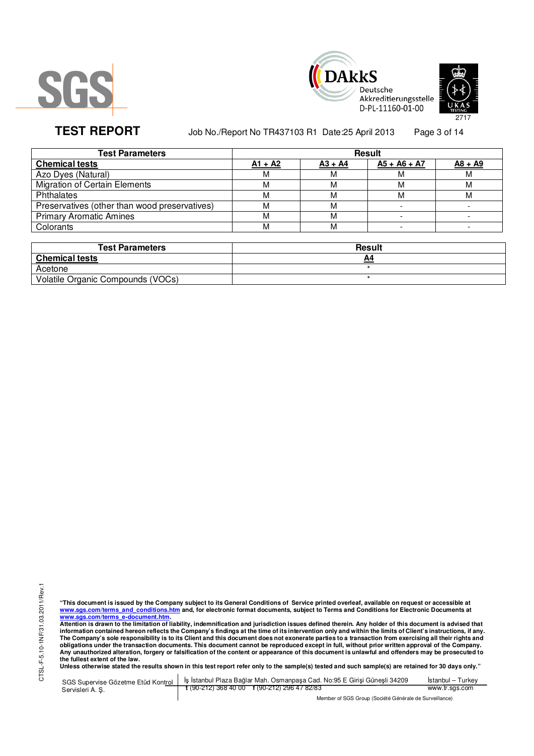| Test Parameters | Result | | | |
|---|---|---|---|---|
| **Chemical tests** | **A1 + A2** | **A3 + A4** | **A5 + A6 + A7** | **A8 + A9** |
| Azo Dyes (Natural) | M | M | M | M |
| Migration of Certain Elements | M | M | M | M |
| Phthalates | M | M | M | M |
| Preservatives (other than wood preservatives) | M | M | - | - |
| Primary Aromatic Amines | M | M | - | - |
| Colorants | M | M | - | - |

| Test Parameters | Result |
|---|---|
| **Chemical tests** | **A4** |
| Acetone | * |
| Volatile Organic Compounds (VOCs) | * |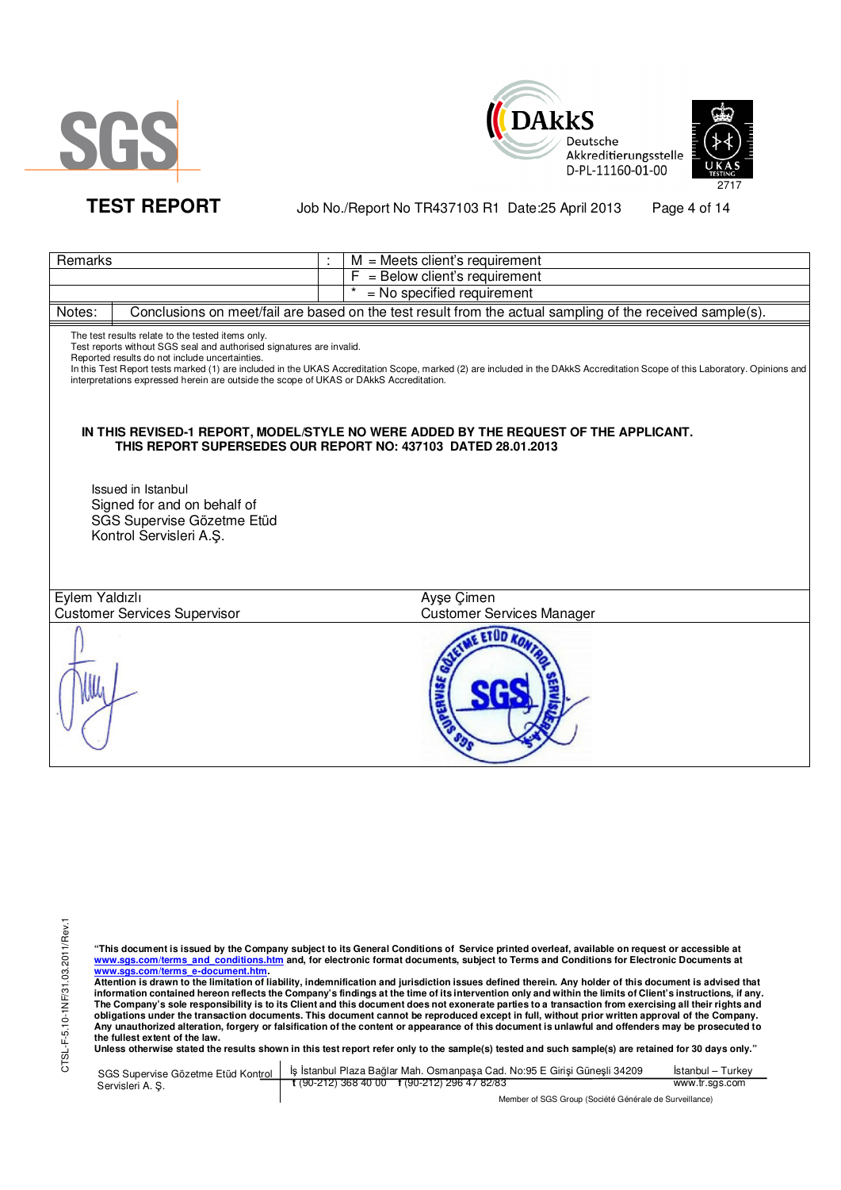| Remarks | : | M = Meets client's requirement |
|---|---|---|
| | | F = Below client's requirement |
| | | * = No specified requirement |

**Notes:** Conclusions on meet/fail are based on the test result from the actual sampling of the received sample(s).

The test results relate to the tested items only.
Test reports without SGS seal and authorised signatures are invalid.
Reported results do not include uncertainties.
In this Test Report tests marked (1) are included in the UKAS Accreditation Scope, marked (2) are included in the DAkkS Accreditation Scope of this Laboratory. Opinions and interpretations expressed herein are outside the scope of UKAS or DAkkS Accreditation.

**IN THIS REVISED-1 REPORT, MODEL/STYLE NO WERE ADDED BY THE REQUEST OF THE APPLICANT.**
**THIS REPORT SUPERSEDES OUR REPORT NO: 437103 DATED 28.01.2013**

Issued in Istanbul
Signed for and on behalf of
SGS Supervise Gözetme Etüd
Kontrol Servisleri A.Ş.

| Eylem Yaldızlı | Ayşe Çimen |
|---|---|
| Customer Services Supervisor | Customer Services Manager |

**"This document is issued by the Company subject to its General Conditions of Service printed overleaf, available on request or accessible at www.sgs.com/terms_and_conditions.htm and, for electronic format documents, subject to Terms and Conditions for Electronic Documents at www.sgs.com/terms_e-document.htm.**
**Attention is drawn to the limitation of liability, indemnification and jurisdiction issues defined therein. Any holder of this document is advised that information contained hereon reflects the Company's findings at the time of its intervention only and within the limits of Client's instructions, if any. The Company's sole responsibility is to its Client and this document does not exonerate parties to a transaction from exercising all their rights and obligations under the transaction documents. This document cannot be reproduced except in full, without prior written approval of the Company. Any unauthorized alteration, forgery or falsification of the content or appearance of this document is unlawful and offenders may be prosecuted to the fullest extent of the law.**
**Unless otherwise stated the results shown in this test report refer only to the sample(s) tested and such sample(s) are retained for 30 days only."**

SGS Supervise Gözetme Etüd Kontrol Servisleri A. Ş. | İş İstanbul Plaza Bağlar Mah. Osmanpaşa Cad. No:95 E Girişi Güneşli 34209 | t (90-212) 368 40 00 f (90-212) 296 47 82/83 | İstanbul – Turkey | www.tr.sgs.com

Member of SGS Group (Société Générale de Surveillance)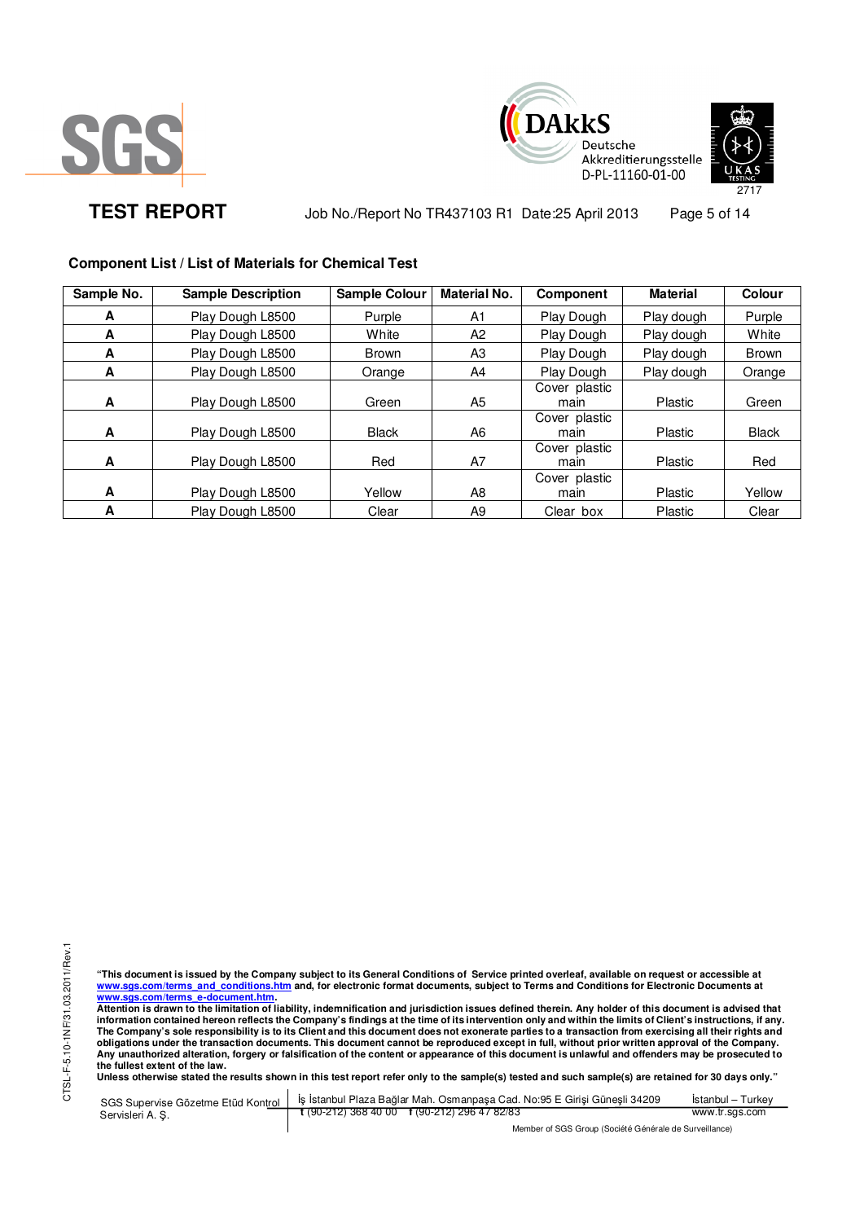**TEST REPORT** Job No./Report No TR437103 R1 Date:25 April 2013

**Component List / List of Materials for Chemical Test**

| Sample No. | Sample Description | Sample Colour | Material No. | Component | Material | Colour |
|---|---|---|---|---|---|---|
| **A** | Play Dough L8500 | Purple | A1 | Play Dough | Play dough | Purple |
| **A** | Play Dough L8500 | White | A2 | Play Dough | Play dough | White |
| **A** | Play Dough L8500 | Brown | A3 | Play Dough | Play dough | Brown |
| **A** | Play Dough L8500 | Orange | A4 | Play Dough | Play dough | Orange |
| **A** | Play Dough L8500 | Green | A5 | Cover plastic main | Plastic | Green |
| **A** | Play Dough L8500 | Black | A6 | Cover plastic main | Plastic | Black |
| **A** | Play Dough L8500 | Red | A7 | Cover plastic main | Plastic | Red |
| **A** | Play Dough L8500 | Yellow | A8 | Cover plastic main | Plastic | Yellow |
| **A** | Play Dough L8500 | Clear | A9 | Clear box | Plastic | Clear |

**"This document is issued by the Company subject to its General Conditions of Service printed overleaf, available on request or accessible at www.sgs.com/terms_and_conditions.htm and, for electronic format documents, subject to Terms and Conditions for Electronic Documents at www.sgs.com/terms_e-document.htm.**
**Attention is drawn to the limitation of liability, indemnification and jurisdiction issues defined therein. Any holder of this document is advised that information contained hereon reflects the Company's findings at the time of its intervention only and within the limits of Client's instructions, if any. The Company's sole responsibility is to its Client and this document does not exonerate parties to a transaction from exercising all their rights and obligations under the transaction documents. This document cannot be reproduced except in full, without prior written approval of the Company. Any unauthorized alteration, forgery or falsification of the content or appearance of this document is unlawful and offenders may be prosecuted to the fullest extent of the law.**
**Unless otherwise stated the results shown in this test report refer only to the sample(s) tested and such sample(s) are retained for 30 days only."**

CTSL-F-5.10-1NF/31.03.2011/Rev.1

SGS Supervise Gözetme Etüd Kontrol Servisleri A. Ş. | İş İstanbul Plaza Bağlar Mah. Osmanpaşa Cad. No:95 E Girişi Güneşli 34209 İstanbul – Turkey | t (90-212) 368 40 00 f (90-212) 296 47 82/83 | www.tr.sgs.com

Member of SGS Group (Société Générale de Surveillance)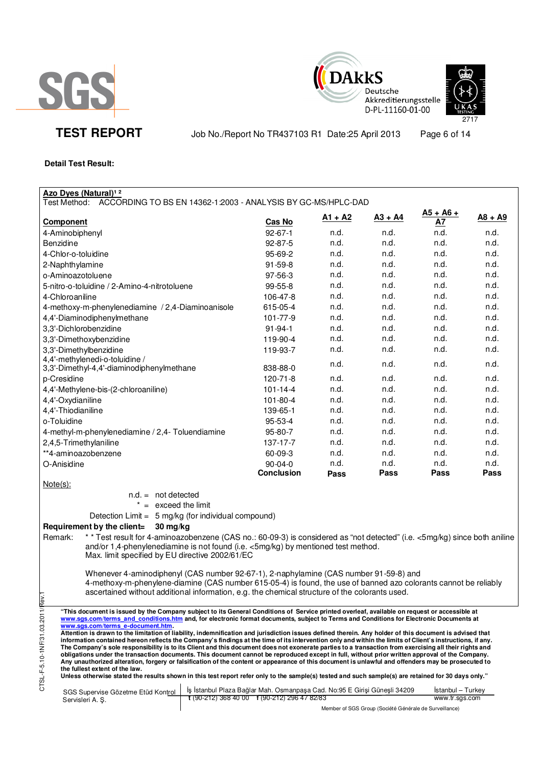**TEST REPORT** Job No./Report No TR437103 R1 Date:25 April 2013

**Detail Test Result:**

**Azo Dyes (Natural)**[1 2]

Test Method: ACCORDING TO BS EN 14362-1:2003 - ANALYSIS BY GC-MS/HPLC-DAD

| Component | Cas No | A1 + A2 | A3 + A4 | A5 + A6 + A7 | A8 + A9 |
|---|---|---|---|---|---|
| 4-Aminobiphenyl | 92-67-1 | n.d. | n.d. | n.d. | n.d. |
| Benzidine | 92-87-5 | n.d. | n.d. | n.d. | n.d. |
| 4-Chlor-o-toluidine | 95-69-2 | n.d. | n.d. | n.d. | n.d. |
| 2-Naphthylamine | 91-59-8 | n.d. | n.d. | n.d. | n.d. |
| o-Aminoazotoluene | 97-56-3 | n.d. | n.d. | n.d. | n.d. |
| 5-nitro-o-toluidine / 2-Amino-4-nitrotoluene | 99-55-8 | n.d. | n.d. | n.d. | n.d. |
| 4-Chloroaniline | 106-47-8 | n.d. | n.d. | n.d. | n.d. |
| 4-methoxy-m-phenylenediamine / 2,4-Diaminoanisole | 615-05-4 | n.d. | n.d. | n.d. | n.d. |
| 4,4'-Diaminodiphenylmethane | 101-77-9 | n.d. | n.d. | n.d. | n.d. |
| 3,3'-Dichlorobenzidine | 91-94-1 | n.d. | n.d. | n.d. | n.d. |
| 3,3'-Dimethoxybenzidine | 119-90-4 | n.d. | n.d. | n.d. | n.d. |
| 3,3'-Dimethylbenzidine | 119-93-7 | n.d. | n.d. | n.d. | n.d. |
| 4,4'-methylenedi-o-toluidine / 3,3'-Dimethyl-4,4'-diaminodiphenylmethane | 838-88-0 | n.d. | n.d. | n.d. | n.d. |
| p-Cresidine | 120-71-8 | n.d. | n.d. | n.d. | n.d. |
| 4,4'-Methylene-bis-(2-chloroaniline) | 101-14-4 | n.d. | n.d. | n.d. | n.d. |
| 4,4'-Oxydianiline | 101-80-4 | n.d. | n.d. | n.d. | n.d. |
| 4,4'-Thiodianiline | 139-65-1 | n.d. | n.d. | n.d. | n.d. |
| o-Toluidine | 95-53-4 | n.d. | n.d. | n.d. | n.d. |
| 4-methyl-m-phenylenediamine / 2,4- Toluendiamine | 95-80-7 | n.d. | n.d. | n.d. | n.d. |
| 2,4,5-Trimethylaniline | 137-17-7 | n.d. | n.d. | n.d. | n.d. |
| **4-aminoazobenzene | 60-09-3 | n.d. | n.d. | n.d. | n.d. |
| O-Anisidine | 90-04-0 | n.d. | n.d. | n.d. | n.d. |
| | **Conclusion** | **Pass** | **Pass** | **Pass** | **Pass** |

Note(s):

n.d. = not detected

\* = exceed the limit

Detection Limit = 5 mg/kg (for individual compound)

**Requirement by the client= 30 mg/kg**

Remark: ** Test result for 4-aminoazobenzene (CAS no.: 60-09-3) is considered as "not detected" (i.e. <5mg/kg) since both aniline and/or 1,4-phenylenediamine is not found (i.e. <5mg/kg) by mentioned test method.
Max. limit specified by EU directive 2002/61/EC

Whenever 4-aminodiphenyl (CAS number 92-67-1), 2-naphylamine (CAS number 91-59-8) and 4-methoxy-m-phenylene-diamine (CAS number 615-05-4) is found, the use of banned azo colorants cannot be reliably ascertained without additional information, e.g. the chemical structure of the colorants used.

**"This document is issued by the Company subject to its General Conditions of Service printed overleaf, available on request or accessible at www.sgs.com/terms_and_conditions.htm and, for electronic format documents, subject to Terms and Conditions for Electronic Documents at www.sgs.com/terms_e-document.htm.**
**Attention is drawn to the limitation of liability, indemnification and jurisdiction issues defined therein. Any holder of this document is advised that information contained hereon reflects the Company's findings at the time of its intervention only and within the limits of Client's instructions, if any. The Company's sole responsibility is to its Client and this document does not exonerate parties to a transaction from exercising all their rights and obligations under the transaction documents. This document cannot be reproduced except in full, without prior written approval of the Company. Any unauthorized alteration, forgery or falsification of the content or appearance of this document is unlawful and offenders may be prosecuted to the fullest extent of the law.**
**Unless otherwise stated the results shown in this test report refer only to the sample(s) tested and such sample(s) are retained for 30 days only."**

SGS Supervise Gözetme Etüd Kontrol Servisleri A. Ş. | İş İstanbul Plaza Bağlar Mah. Osmanpaşa Cad. No:95 E Girişi Güneşli 34209 t (90-212) 368 40 00 f (90-212) 296 47 82/83 | İstanbul – Turkey www.tr.sgs.com

Member of SGS Group (Société Générale de Surveillance)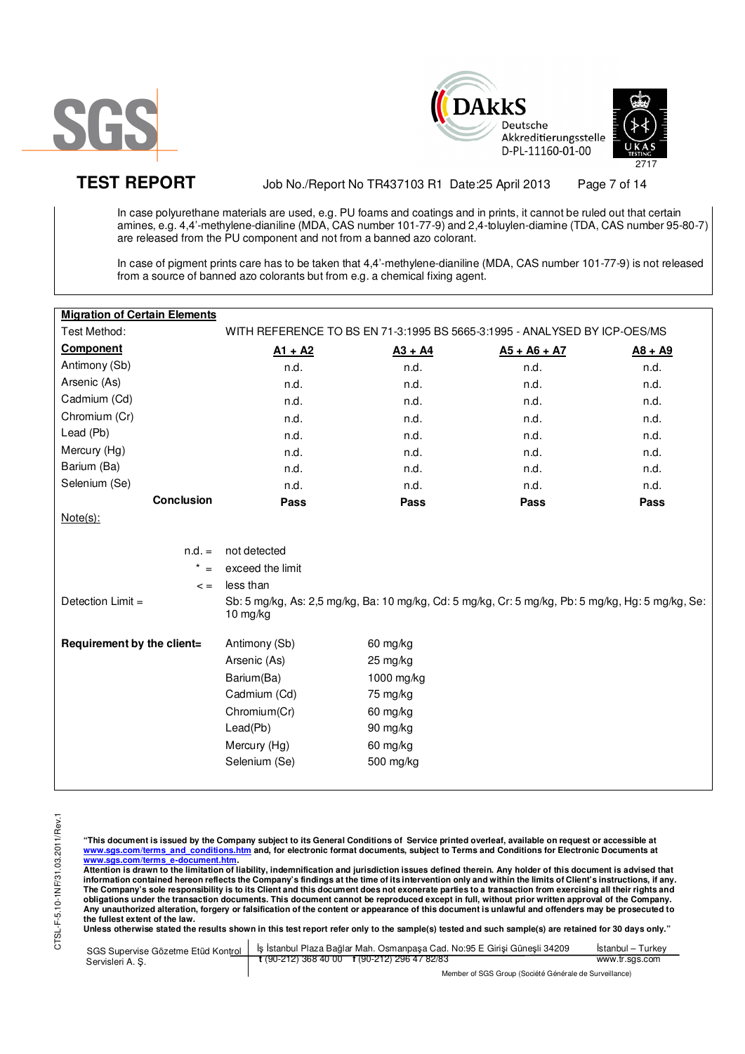In case polyurethane materials are used, e.g. PU foams and coatings and in prints, it cannot be ruled out that certain amines, e.g. 4,4'-methylene-dianiline (MDA, CAS number 101-77-9) and 2,4-toluylen-diamine (TDA, CAS number 95-80-7) are released from the PU component and not from a banned azo colorant.

In case of pigment prints care has to be taken that 4,4'-methylene-dianiline (MDA, CAS number 101-77-9) is not released from a source of banned azo colorants but from e.g. a chemical fixing agent.

**Migration of Certain Elements**

Test Method: WITH REFERENCE TO BS EN 71-3:1995 BS 5665-3:1995 - ANALYSED BY ICP-OES/MS

| Component | A1 + A2 | A3 + A4 | A5 + A6 + A7 | A8 + A9 |
|---|---|---|---|---|
| Antimony (Sb) | n.d. | n.d. | n.d. | n.d. |
| Arsenic (As) | n.d. | n.d. | n.d. | n.d. |
| Cadmium (Cd) | n.d. | n.d. | n.d. | n.d. |
| Chromium (Cr) | n.d. | n.d. | n.d. | n.d. |
| Lead (Pb) | n.d. | n.d. | n.d. | n.d. |
| Mercury (Hg) | n.d. | n.d. | n.d. | n.d. |
| Barium (Ba) | n.d. | n.d. | n.d. | n.d. |
| Selenium (Se) | n.d. | n.d. | n.d. | n.d. |
| **Conclusion** | **Pass** | **Pass** | **Pass** | **Pass** |

Note(s):

n.d. = not detected

\* = exceed the limit

< = less than

Detection Limit = Sb: 5 mg/kg, As: 2,5 mg/kg, Ba: 10 mg/kg, Cd: 5 mg/kg, Cr: 5 mg/kg, Pb: 5 mg/kg, Hg: 5 mg/kg, Se: 10 mg/kg

**Requirement by the client=**

| Element | Limit |
|---|---|
| Antimony (Sb) | 60 mg/kg |
| Arsenic (As) | 25 mg/kg |
| Barium(Ba) | 1000 mg/kg |
| Cadmium (Cd) | 75 mg/kg |
| Chromium(Cr) | 60 mg/kg |
| Lead(Pb) | 90 mg/kg |
| Mercury (Hg) | 60 mg/kg |
| Selenium (Se) | 500 mg/kg |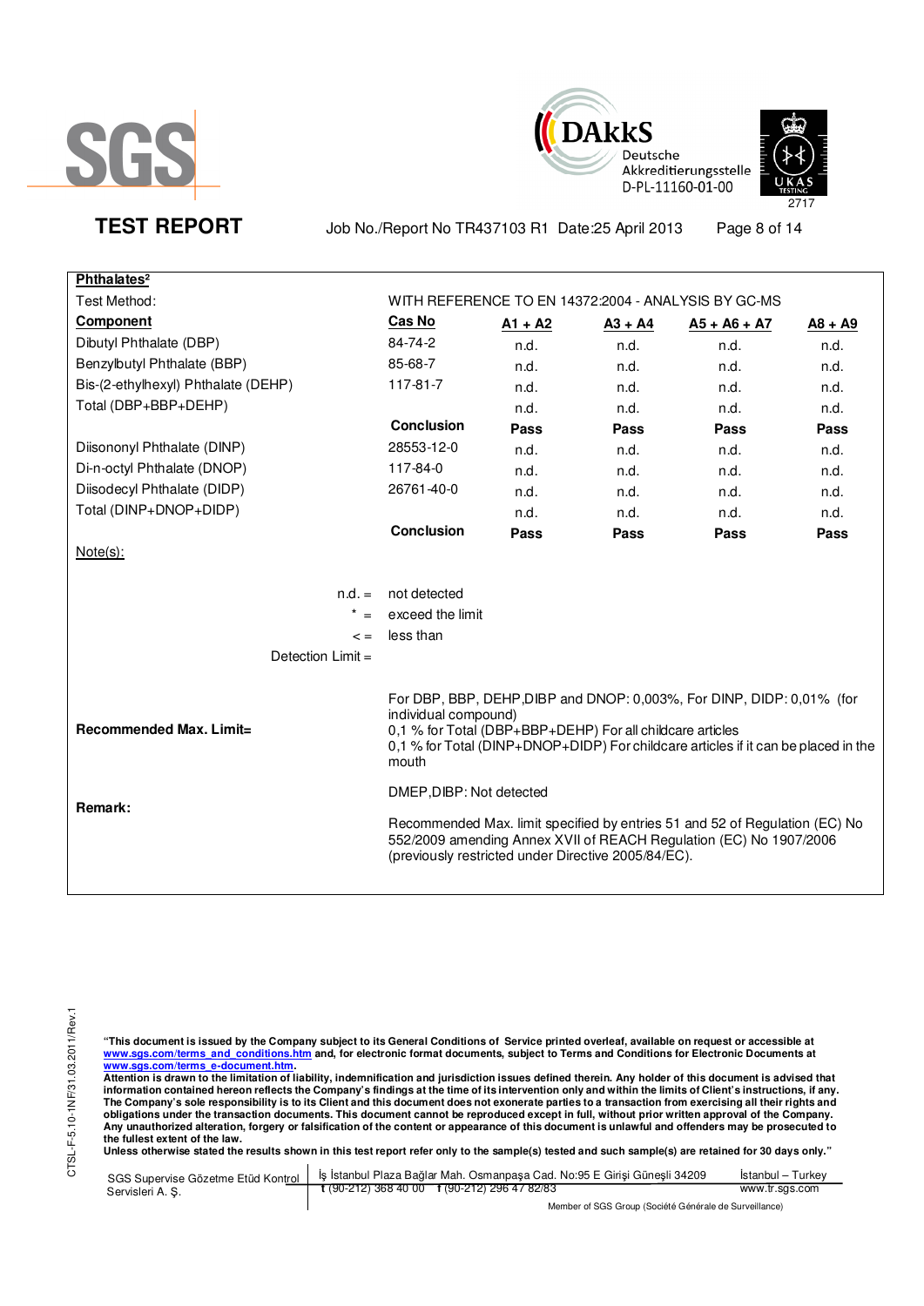# TEST REPORT

Job No./Report No TR437103 R1 Date:25 April 2013

**Phthalates[2]**

Test Method: WITH REFERENCE TO EN 14372:2004 - ANALYSIS BY GC-MS

| Component | Cas No | A1 + A2 | A3 + A4 | A5 + A6 + A7 | A8 + A9 |
|---|---|---|---|---|---|
| Dibutyl Phthalate (DBP) | 84-74-2 | n.d. | n.d. | n.d. | n.d. |
| Benzylbutyl Phthalate (BBP) | 85-68-7 | n.d. | n.d. | n.d. | n.d. |
| Bis-(2-ethylhexyl) Phthalate (DEHP) | 117-81-7 | n.d. | n.d. | n.d. | n.d. |
| Total (DBP+BBP+DEHP) | | n.d. | n.d. | n.d. | n.d. |
| | **Conclusion** | **Pass** | **Pass** | **Pass** | **Pass** |
| Diisononyl Phthalate (DINP) | 28553-12-0 | n.d. | n.d. | n.d. | n.d. |
| Di-n-octyl Phthalate (DNOP) | 117-84-0 | n.d. | n.d. | n.d. | n.d. |
| Diisodecyl Phthalate (DIDP) | 26761-40-0 | n.d. | n.d. | n.d. | n.d. |
| Total (DINP+DNOP+DIDP) | | n.d. | n.d. | n.d. | n.d. |
| | **Conclusion** | **Pass** | **Pass** | **Pass** | **Pass** |

Note(s):

n.d. = not detected

\* = exceed the limit

< = less than

Detection Limit =

**Recommended Max. Limit=**

For DBP, BBP, DEHP,DIBP and DNOP: 0,003%, For DINP, DIDP: 0,01% (for individual compound)
0,1 % for Total (DBP+BBP+DEHP) For all childcare articles
0,1 % for Total (DINP+DNOP+DIDP) For childcare articles if it can be placed in the mouth

**Remark:**

DMEP,DIBP: Not detected

Recommended Max. limit specified by entries 51 and 52 of Regulation (EC) No 552/2009 amending Annex XVII of REACH Regulation (EC) No 1907/2006 (previously restricted under Directive 2005/84/EC).

CTSL-F-5.10-1NF/31.03.2011/Rev.1

**"This document is issued by the Company subject to its General Conditions of Service printed overleaf, available on request or accessible at www.sgs.com/terms_and_conditions.htm and, for electronic format documents, subject to Terms and Conditions for Electronic Documents at www.sgs.com/terms_e-document.htm.**
**Attention is drawn to the limitation of liability, indemnification and jurisdiction issues defined therein. Any holder of this document is advised that information contained hereon reflects the Company's findings at the time of its intervention only and within the limits of Client's instructions, if any. The Company's sole responsibility is to its Client and this document does not exonerate parties to a transaction from exercising all their rights and obligations under the transaction documents. This document cannot be reproduced except in full, without prior written approval of the Company. Any unauthorized alteration, forgery or falsification of the content or appearance of this document is unlawful and offenders may be prosecuted to the fullest extent of the law.**
**Unless otherwise stated the results shown in this test report refer only to the sample(s) tested and such sample(s) are retained for 30 days only."**

SGS Supervise Gözetme Etüd Kontrol Servisleri A. Ş. | İş İstanbul Plaza Bağlar Mah. Osmanpaşa Cad. No:95 E Girişi Güneşli 34209 t (90-212) 368 40 00 f (90-212) 296 47 82/83 | İstanbul – Turkey www.tr.sgs.com

Member of SGS Group (Société Générale de Surveillance)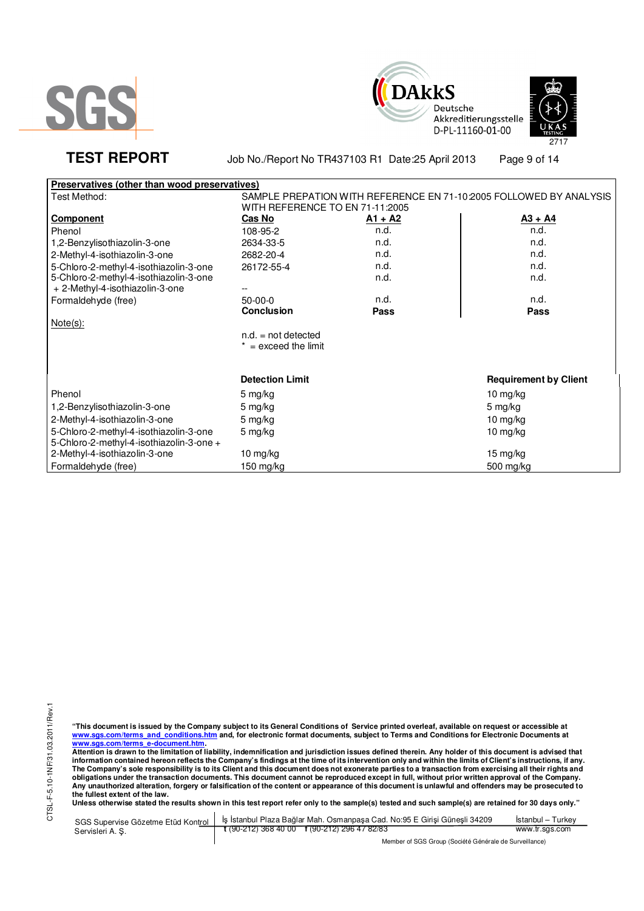# TEST REPORT

Job No./Report No TR437103 R1 Date:25 April 2013

**Preservatives (other than wood preservatives)**

Test Method: SAMPLE PREPATION WITH REFERENCE EN 71-10:2005 FOLLOWED BY ANALYSIS WITH REFERENCE TO EN 71-11:2005

| Component | Cas No | A1 + A2 | A3 + A4 |
|---|---|---|---|
| Phenol | 108-95-2 | n.d. | n.d. |
| 1,2-Benzylisothiazolin-3-one | 2634-33-5 | n.d. | n.d. |
| 2-Methyl-4-isothiazolin-3-one | 2682-20-4 | n.d. | n.d. |
| 5-Chloro-2-methyl-4-isothiazolin-3-one | 26172-55-4 | n.d. | n.d. |
| 5-Chloro-2-methyl-4-isothiazolin-3-one + 2-Methyl-4-isothiazolin-3-one | -- | n.d. | n.d. |
| Formaldehyde (free) | 50-00-0 | n.d. | n.d. |
| | **Conclusion** | **Pass** | **Pass** |

Note(s):

n.d. = not detected
* = exceed the limit

| | Detection Limit | Requirement by Client |
|---|---|---|
| Phenol | 5 mg/kg | 10 mg/kg |
| 1,2-Benzylisothiazolin-3-one | 5 mg/kg | 5 mg/kg |
| 2-Methyl-4-isothiazolin-3-one | 5 mg/kg | 10 mg/kg |
| 5-Chloro-2-methyl-4-isothiazolin-3-one | 5 mg/kg | 10 mg/kg |
| 5-Chloro-2-methyl-4-isothiazolin-3-one + 2-Methyl-4-isothiazolin-3-one | 10 mg/kg | 15 mg/kg |
| Formaldehyde (free) | 150 mg/kg | 500 mg/kg |

**"This document is issued by the Company subject to its General Conditions of Service printed overleaf, available on request or accessible at www.sgs.com/terms_and_conditions.htm and, for electronic format documents, subject to Terms and Conditions for Electronic Documents at www.sgs.com/terms_e-document.htm.**
**Attention is drawn to the limitation of liability, indemnification and jurisdiction issues defined therein. Any holder of this document is advised that information contained hereon reflects the Company's findings at the time of its intervention only and within the limits of Client's instructions, if any. The Company's sole responsibility is to its Client and this document does not exonerate parties to a transaction from exercising all their rights and obligations under the transaction documents. This document cannot be reproduced except in full, without prior written approval of the Company. Any unauthorized alteration, forgery or falsification of the content or appearance of this document is unlawful and offenders may be prosecuted to the fullest extent of the law.**
**Unless otherwise stated the results shown in this test report refer only to the sample(s) tested and such sample(s) are retained for 30 days only."**

SGS Supervise Gözetme Etüd Kontrol Servisleri A. Ş. | İş İstanbul Plaza Bağlar Mah. Osmanpaşa Cad. No:95 E Girişi Güneşli 34209 t (90-212) 368 40 00 f (90-212) 296 47 82/83 | İstanbul – Turkey www.tr.sgs.com

Member of SGS Group (Société Générale de Surveillance)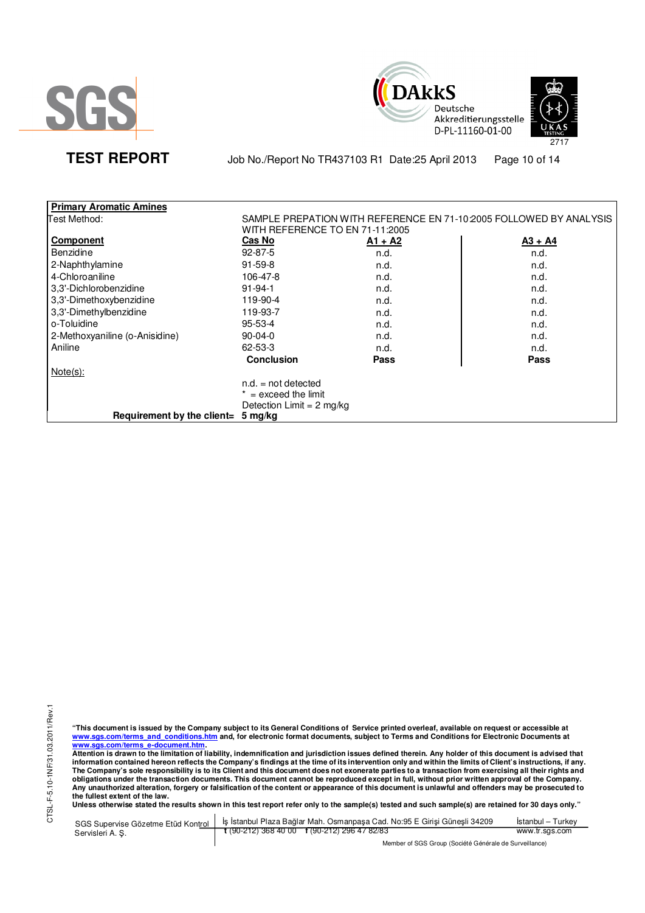# TEST REPORT

Job No./Report No TR437103 R1 Date:25 April 2013

| **Primary Aromatic Amines** | | | |
|---|---|---|---|
| Test Method: | SAMPLE PREPATION WITH REFERENCE EN 71-10:2005 FOLLOWED BY ANALYSIS WITH REFERENCE TO EN 71-11:2005 | | |
| **Component** | **Cas No** | **A1 + A2** | **A3 + A4** |
| Benzidine | 92-87-5 | n.d. | n.d. |
| 2-Naphthylamine | 91-59-8 | n.d. | n.d. |
| 4-Chloroaniline | 106-47-8 | n.d. | n.d. |
| 3,3'-Dichlorobenzidine | 91-94-1 | n.d. | n.d. |
| 3,3'-Dimethoxybenzidine | 119-90-4 | n.d. | n.d. |
| 3,3'-Dimethylbenzidine | 119-93-7 | n.d. | n.d. |
| o-Toluidine | 95-53-4 | n.d. | n.d. |
| 2-Methoxyaniline (o-Anisidine) | 90-04-0 | n.d. | n.d. |
| Aniline | 62-53-3 | n.d. | n.d. |
| | **Conclusion** | **Pass** | **Pass** |

Note(s):

n.d. = not detected

* = exceed the limit

Detection Limit = 2 mg/kg

**Requirement by the client= 5 mg/kg**

**"This document is issued by the Company subject to its General Conditions of Service printed overleaf, available on request or accessible at www.sgs.com/terms_and_conditions.htm and, for electronic format documents, subject to Terms and Conditions for Electronic Documents at www.sgs.com/terms_e-document.htm.**
**Attention is drawn to the limitation of liability, indemnification and jurisdiction issues defined therein. Any holder of this document is advised that information contained hereon reflects the Company's findings at the time of its intervention only and within the limits of Client's instructions, if any. The Company's sole responsibility is to its Client and this document does not exonerate parties to a transaction from exercising all their rights and obligations under the transaction documents. This document cannot be reproduced except in full, without prior written approval of the Company. Any unauthorized alteration, forgery or falsification of the content or appearance of this document is unlawful and offenders may be prosecuted to the fullest extent of the law.**
**Unless otherwise stated the results shown in this test report refer only to the sample(s) tested and such sample(s) are retained for 30 days only."**

SGS Supervise Gözetme Etüd Kontrol Servisleri A. Ş. | İş İstanbul Plaza Bağlar Mah. Osmanpaşa Cad. No:95 E Girişi Güneşli 34209 | İstanbul – Turkey
t (90-212) 368 40 00 f (90-212) 296 47 82/83 | www.tr.sgs.com

Member of SGS Group (Société Générale de Surveillance)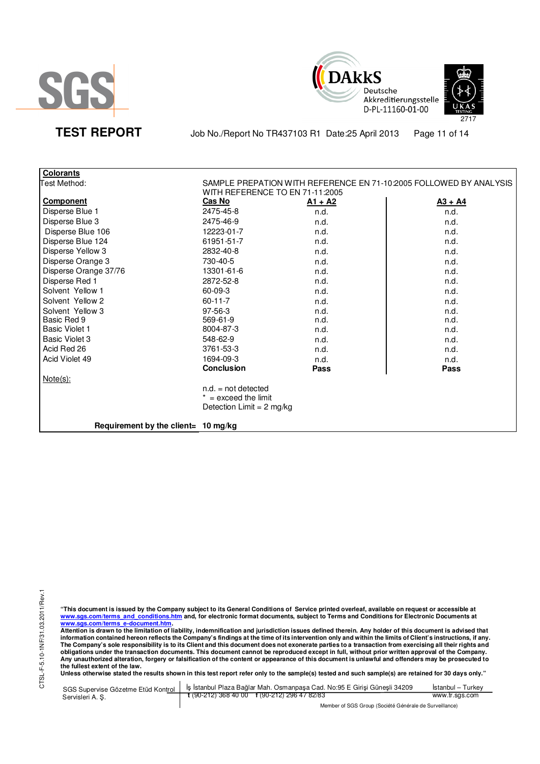**TEST REPORT** Job No./Report No TR437103 R1 Date:25 April 2013

**Colorants**

Test Method: SAMPLE PREPATION WITH REFERENCE EN 71-10:2005 FOLLOWED BY ANALYSIS WITH REFERENCE TO EN 71-11:2005

| Component | Cas No | A1 + A2 | A3 + A4 |
|---|---|---|---|
| Disperse Blue 1 | 2475-45-8 | n.d. | n.d. |
| Disperse Blue 3 | 2475-46-9 | n.d. | n.d. |
| Disperse Blue 106 | 12223-01-7 | n.d. | n.d. |
| Disperse Blue 124 | 61951-51-7 | n.d. | n.d. |
| Disperse Yellow 3 | 2832-40-8 | n.d. | n.d. |
| Disperse Orange 3 | 730-40-5 | n.d. | n.d. |
| Disperse Orange 37/76 | 13301-61-6 | n.d. | n.d. |
| Disperse Red 1 | 2872-52-8 | n.d. | n.d. |
| Solvent Yellow 1 | 60-09-3 | n.d. | n.d. |
| Solvent Yellow 2 | 60-11-7 | n.d. | n.d. |
| Solvent Yellow 3 | 97-56-3 | n.d. | n.d. |
| Basic Red 9 | 569-61-9 | n.d. | n.d. |
| Basic Violet 1 | 8004-87-3 | n.d. | n.d. |
| Basic Violet 3 | 548-62-9 | n.d. | n.d. |
| Acid Red 26 | 3761-53-3 | n.d. | n.d. |
| Acid Violet 49 | 1694-09-3 | n.d. | n.d. |
| | **Conclusion** | **Pass** | **Pass** |

Note(s):

n.d. = not detected
* = exceed the limit
Detection Limit = 2 mg/kg

**Requirement by the client= 10 mg/kg**

**"This document is issued by the Company subject to its General Conditions of Service printed overleaf, available on request or accessible at www.sgs.com/terms_and_conditions.htm and, for electronic format documents, subject to Terms and Conditions for Electronic Documents at www.sgs.com/terms_e-document.htm.**
**Attention is drawn to the limitation of liability, indemnification and jurisdiction issues defined therein. Any holder of this document is advised that information contained hereon reflects the Company's findings at the time of its intervention only and within the limits of Client's instructions, if any. The Company's sole responsibility is to its Client and this document does not exonerate parties to a transaction from exercising all their rights and obligations under the transaction documents. This document cannot be reproduced except in full, without prior written approval of the Company. Any unauthorized alteration, forgery or falsification of the content or appearance of this document is unlawful and offenders may be prosecuted to the fullest extent of the law.**
**Unless otherwise stated the results shown in this test report refer only to the sample(s) tested and such sample(s) are retained for 30 days only."**

SGS Supervise Gözetme Etüd Kontrol Servisleri A. Ş. | İş İstanbul Plaza Bağlar Mah. Osmanpaşa Cad. No:95 E Girişi Güneşli 34209 t (90-212) 368 40 00 f (90-212) 296 47 82/83 | İstanbul – Turkey www.tr.sgs.com

Member of SGS Group (Société Générale de Surveillance)

CTSL-F-5.10-1NF/31.03.2011/Rev.1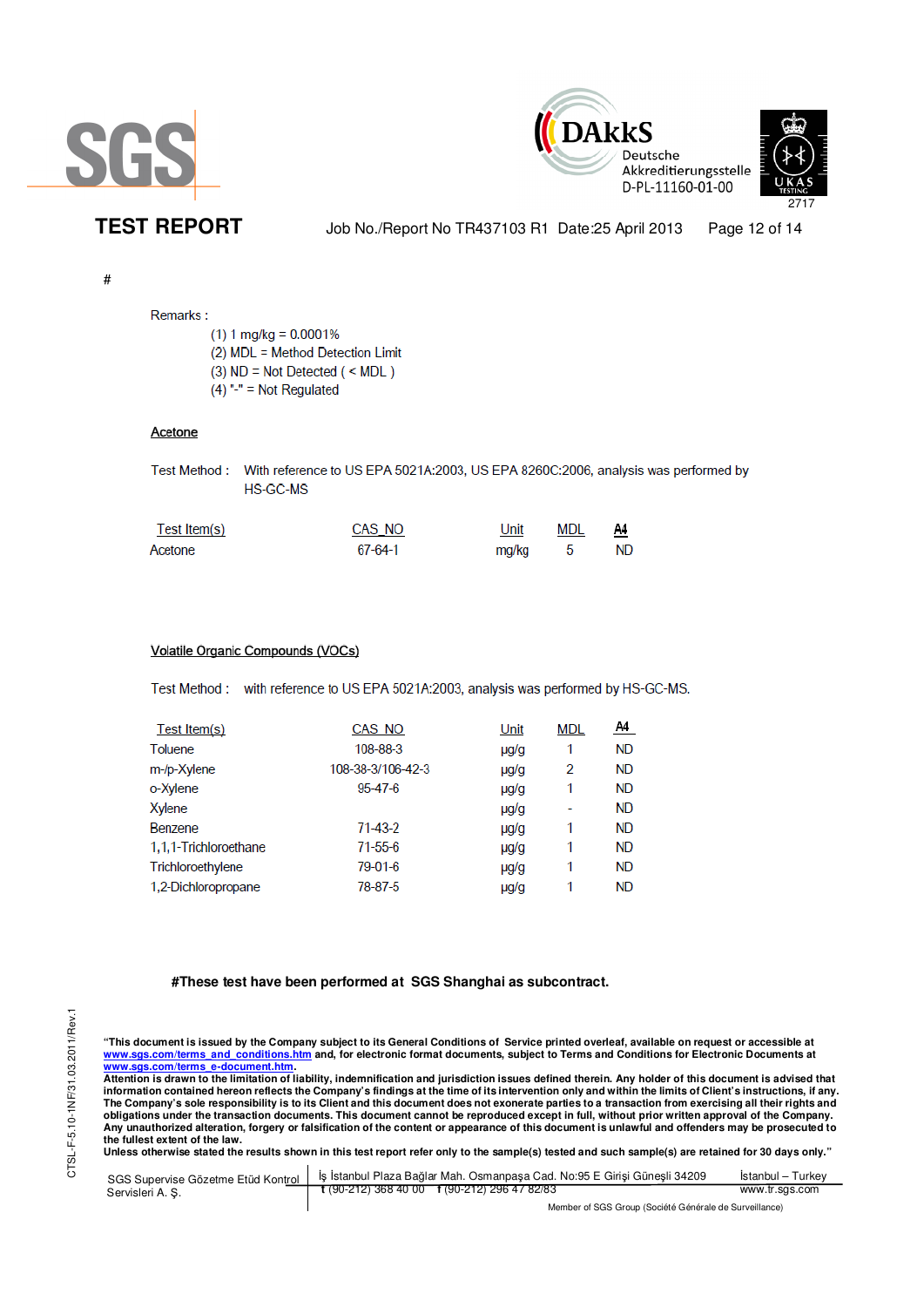#

Remarks :

(1) 1 mg/kg = 0.0001%
(2) MDL = Method Detection Limit
(3) ND = Not Detected ( < MDL )
(4) "-" = Not Regulated

**Acetone**

Test Method : With reference to US EPA 5021A:2003, US EPA 8260C:2006, analysis was performed by HS-GC-MS

| Test Item(s) | CAS_NO | Unit | MDL | A4 |
|---|---|---|---|---|
| Acetone | 67-64-1 | mg/kg | 5 | ND |

**Volatile Organic Compounds (VOCs)**

Test Method : with reference to US EPA 5021A:2003, analysis was performed by HS-GC-MS.

| Test Item(s) | CAS_NO | Unit | MDL | A4 |
|---|---|---|---|---|
| Toluene | 108-88-3 | µg/g | 1 | ND |
| m-/p-Xylene | 108-38-3/106-42-3 | µg/g | 2 | ND |
| o-Xylene | 95-47-6 | µg/g | 1 | ND |
| Xylene | | µg/g | - | ND |
| Benzene | 71-43-2 | µg/g | 1 | ND |
| 1,1,1-Trichloroethane | 71-55-6 | µg/g | 1 | ND |
| Trichloroethylene | 79-01-6 | µg/g | 1 | ND |
| 1,2-Dichloropropane | 78-87-5 | µg/g | 1 | ND |

**#These test have been performed at SGS Shanghai as subcontract.**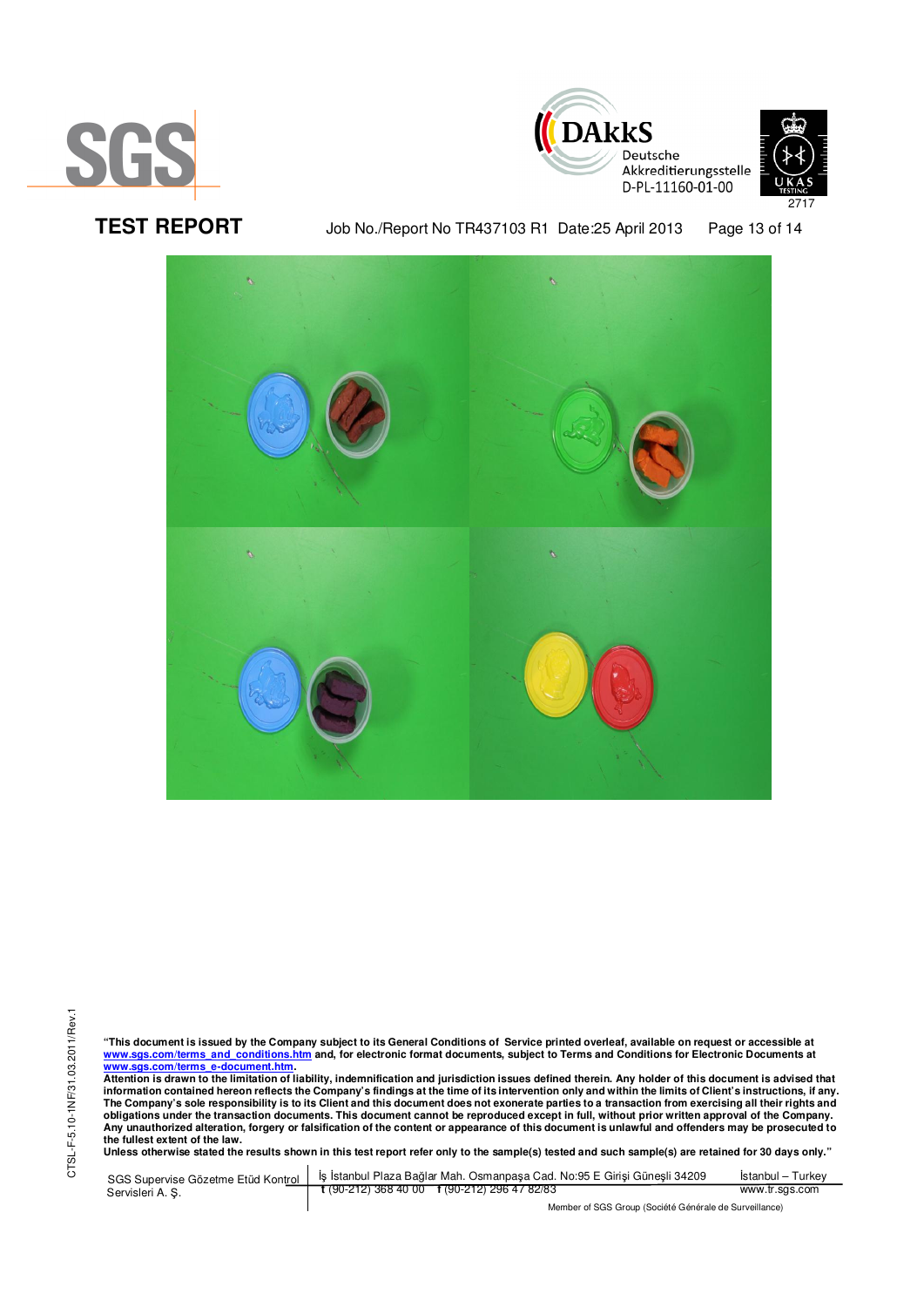"This document is issued by the Company subject to its General Conditions of Service printed overleaf, available on request or accessible at www.sgs.com/terms_and_conditions.htm and, for electronic format documents, subject to Terms and Conditions for Electronic Documents at www.sgs.com/terms_e-document.htm.
Attention is drawn to the limitation of liability, indemnification and jurisdiction issues defined therein. Any holder of this document is advised that information contained hereon reflects the Company's findings at the time of its intervention only and within the limits of Client's instructions, if any. The Company's sole responsibility is to its Client and this document does not exonerate parties to a transaction from exercising all their rights and obligations under the transaction documents. This document cannot be reproduced except in full, without prior written approval of the Company. Any unauthorized alteration, forgery or falsification of the content or appearance of this document is unlawful and offenders may be prosecuted to the fullest extent of the law.
Unless otherwise stated the results shown in this test report refer only to the sample(s) tested and such sample(s) are retained for 30 days only."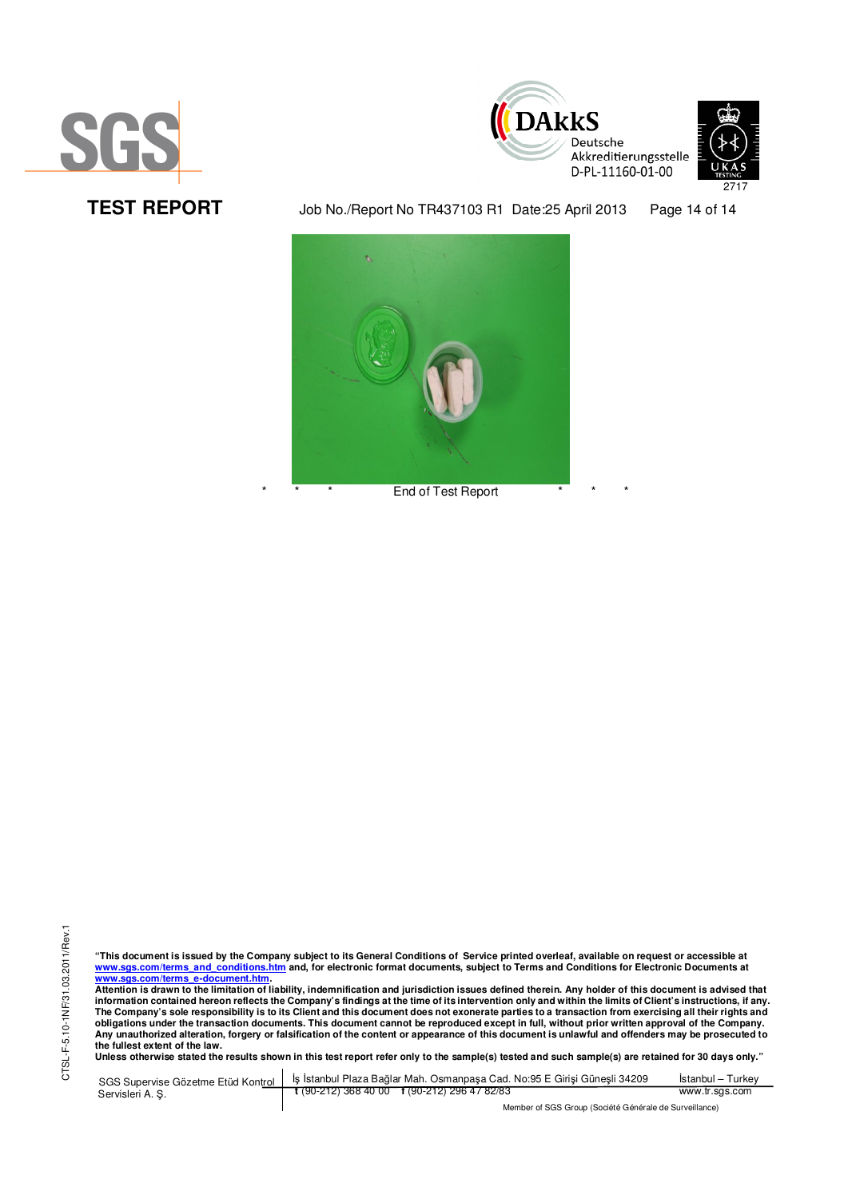* * * End of Test Report * * *

"This document is issued by the Company subject to its General Conditions of Service printed overleaf, available on request or accessible at www.sgs.com/terms_and_conditions.htm and, for electronic format documents, subject to Terms and Conditions for Electronic Documents at www.sgs.com/terms_e-document.htm.
Attention is drawn to the limitation of liability, indemnification and jurisdiction issues defined therein. Any holder of this document is advised that information contained hereon reflects the Company's findings at the time of its intervention only and within the limits of Client's instructions, if any. The Company's sole responsibility is to its Client and this document does not exonerate parties to a transaction from exercising all their rights and obligations under the transaction documents. This document cannot be reproduced except in full, without prior written approval of the Company. Any unauthorized alteration, forgery or falsification of the content or appearance of this document is unlawful and offenders may be prosecuted to the fullest extent of the law.
Unless otherwise stated the results shown in this test report refer only to the sample(s) tested and such sample(s) are retained for 30 days only."

SGS Supervise Gözetme Etüd Kontrol Servisleri A. Ş. | İş İstanbul Plaza Bağlar Mah. Osmanpaşa Cad. No:95 E Girişi Güneşli 34209 | İstanbul – Turkey
t (90-212) 368 40 00 f (90-212) 296 47 82/83 | www.tr.sgs.com

Member of SGS Group (Société Générale de Surveillance)

CTSL-F-5.10-1NF/31.03.2011/Rev.1